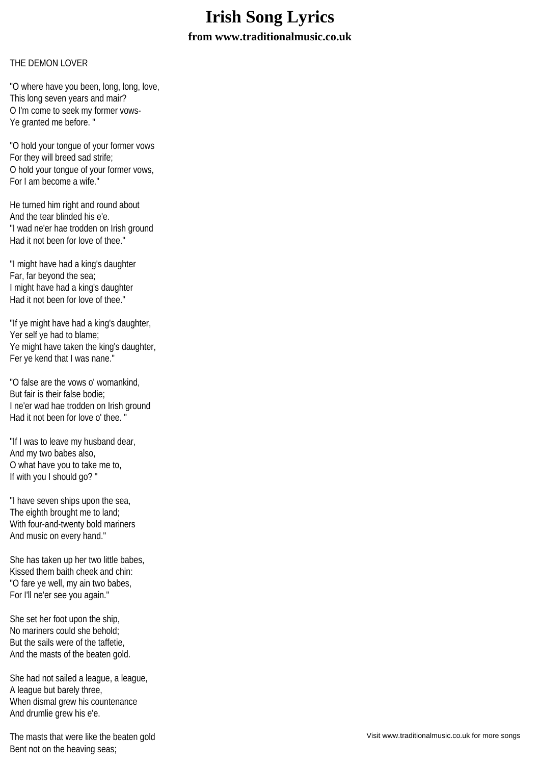# Irish Song Lyrics

### from www.traditionalmusic.co.uk

THE DEMON LOVER

"O where have you been, long, long, love,
This long seven years and mair?
O I'm come to seek my former vows-
Ye granted me before. "

"O hold your tongue of your former vows
For they will breed sad strife;
O hold your tongue of your former vows,
For I am become a wife."

He turned him right and round about
And the tear blinded his e'e.
"I wad ne'er hae trodden on Irish ground
Had it not been for love of thee."

"I might have had a king's daughter
Far, far beyond the sea;
I might have had a king's daughter
Had it not been for love of thee."

"If ye might have had a king's daughter,
Yer self ye had to blame;
Ye might have taken the king's daughter,
Fer ye kend that I was nane."

"O false are the vows o' womankind,
But fair is their false bodie;
I ne'er wad hae trodden on Irish ground
Had it not been for love o' thee. "

"If I was to leave my husband dear,
And my two babes also,
O what have you to take me to,
If with you I should go? "

"I have seven ships upon the sea,
The eighth brought me to land;
With four-and-twenty bold mariners
And music on every hand."

She has taken up her two little babes,
Kissed them baith cheek and chin:
"O fare ye well, my ain two babes,
For I'll ne'er see you again."

She set her foot upon the ship,
No mariners could she behold;
But the sails were of the taffetie,
And the masts of the beaten gold.

She had not sailed a league, a league,
A league but barely three,
When dismal grew his countenance
And drumlie grew his e'e.

The masts that were like the beaten gold
Bent not on the heaving seas;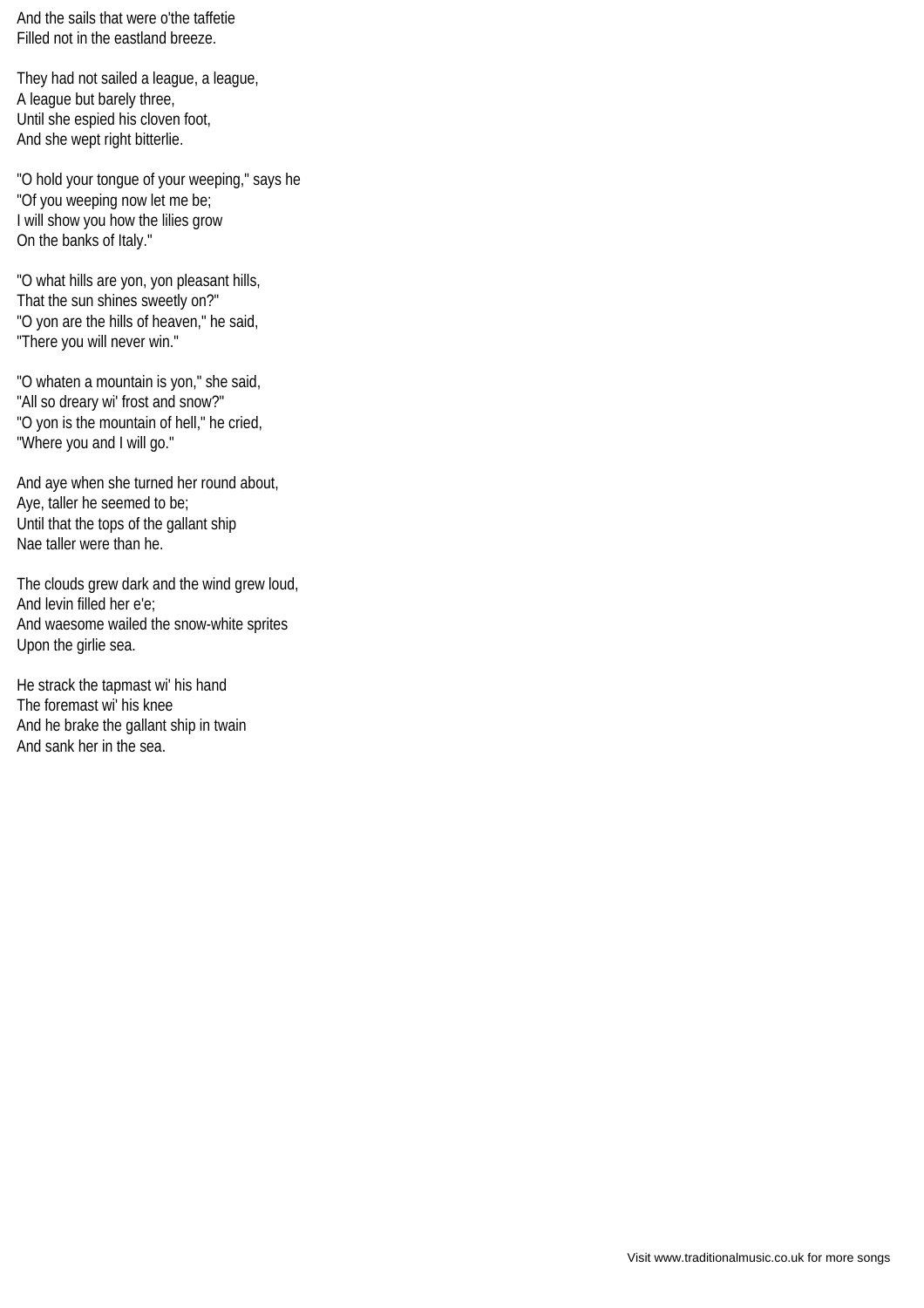And the sails that were o'the taffetie
Filled not in the eastland breeze.

They had not sailed a league, a league,
A league but barely three,
Until she espied his cloven foot,
And she wept right bitterlie.

"O hold your tongue of your weeping," says he
"Of you weeping now let me be;
I will show you how the lilies grow
On the banks of Italy."

"O what hills are yon, yon pleasant hills,
That the sun shines sweetly on?"
"O yon are the hills of heaven," he said,
"There you will never win."

"O whaten a mountain is yon," she said,
"All so dreary wi' frost and snow?"
"O yon is the mountain of hell," he cried,
"Where you and I will go."

And aye when she turned her round about,
Aye, taller he seemed to be;
Until that the tops of the gallant ship
Nae taller were than he.

The clouds grew dark and the wind grew loud,
And levin filled her e'e;
And waesome wailed the snow-white sprites
Upon the girlie sea.

He strack the tapmast wi' his hand
The foremast wi' his knee
And he brake the gallant ship in twain
And sank her in the sea.

Visit www.traditionalmusic.co.uk for more songs